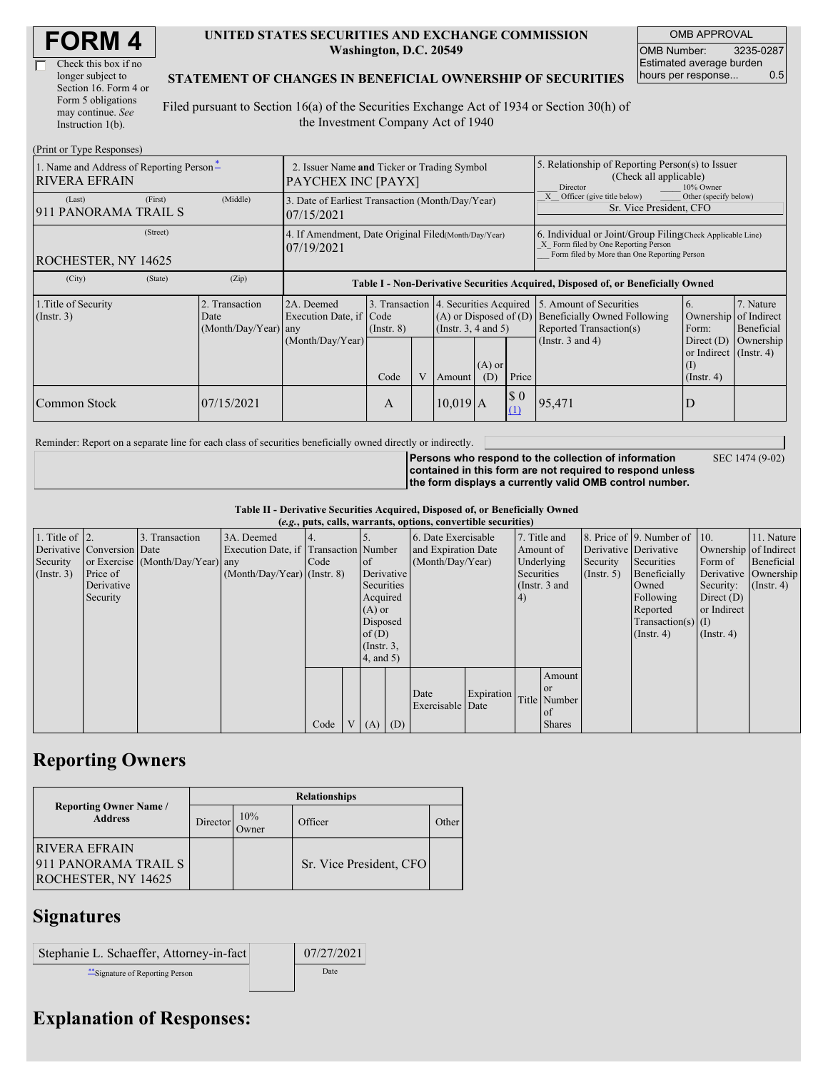# FORM 4

☐ Check this box if no longer subject to Section 16. Form 4 or Form 5 obligations may continue. *See* Instruction 1(b).

**UNITED STATES SECURITIES AND EXCHANGE COMMISSION**
**Washington, D.C. 20549**

**STATEMENT OF CHANGES IN BENEFICIAL OWNERSHIP OF SECURITIES**

Filed pursuant to Section 16(a) of the Securities Exchange Act of 1934 or Section 30(h) of the Investment Company Act of 1940

| OMB APPROVAL | |
|---|---|
| OMB Number: | 3235-0287 |
| Estimated average burden hours per response... | 0.5 |

(Print or Type Responses)

| | | |
|---|---|---|
| 1. Name and Address of Reporting Person * RIVERA EFRAIN (Last) (First) (Middle) 911 PANORAMA TRAIL S (Street) ROCHESTER, NY 14625 (City) (State) (Zip) | 2. Issuer Name **and** Ticker or Trading Symbol PAYCHEX INC [PAYX] | 5. Relationship of Reporting Person(s) to Issuer (Check all applicable) ___ Director ___ 10% Owner _X_ Officer (give title below) ___ Other (specify below) Sr. Vice President, CFO |
| | 3. Date of Earliest Transaction (Month/Day/Year) 07/15/2021 | |
| | 4. If Amendment, Date Original Filed (Month/Day/Year) 07/19/2021 | 6. Individual or Joint/Group Filing (Check Applicable Line) _X_ Form filed by One Reporting Person ___ Form filed by More than One Reporting Person |

**Table I - Non-Derivative Securities Acquired, Disposed of, or Beneficially Owned**

| 1.Title of Security (Instr. 3) | 2. Transaction Date (Month/Day/Year) | 2A. Deemed Execution Date, if any (Month/Day/Year) | 3. Transaction Code (Instr. 8) | | 4. Securities Acquired (A) or Disposed of (D) (Instr. 3, 4 and 5) | | | 5. Amount of Securities Beneficially Owned Following Reported Transaction(s) (Instr. 3 and 4) | 6. Ownership Form: Direct (D) or Indirect (I) (Instr. 4) | 7. Nature of Indirect Beneficial Ownership (Instr. 4) |
|---|---|---|---|---|---|---|---|---|---|---|
| | | | Code | V | Amount | (A) or (D) | Price | | | |
| Common Stock | 07/15/2021 | | A | | 10,019 | A | $ 0 (1) | 95,471 | D | |

Reminder: Report on a separate line for each class of securities beneficially owned directly or indirectly.

**Persons who respond to the collection of information contained in this form are not required to respond unless the form displays a currently valid OMB control number.** SEC 1474 (9-02)

**Table II - Derivative Securities Acquired, Disposed of, or Beneficially Owned**
**(*e.g.*, puts, calls, warrants, options, convertible securities)**

| 1. Title of Derivative Security (Instr. 3) | 2. Conversion or Exercise Price of Derivative Security | 3. Transaction Date (Month/Day/Year) | 3A. Deemed Execution Date, if any (Month/Day/Year) | 4. Transaction Code (Instr. 8) | | 5. Number of Derivative Securities Acquired (A) or Disposed of (D) (Instr. 3, 4, and 5) | | 6. Date Exercisable and Expiration Date (Month/Day/Year) | | 7. Title and Amount of Underlying Securities (Instr. 3 and 4) | | 8. Price of Derivative Security (Instr. 5) | 9. Number of Derivative Securities Beneficially Owned Following Reported Transaction(s) (Instr. 4) | 10. Ownership Form of Derivative Security: Direct (D) or Indirect (I) (Instr. 4) | 11. Nature of Indirect Beneficial Ownership (Instr. 4) |
|---|---|---|---|---|---|---|---|---|---|---|---|---|---|---|---|
| | | | | Code | V | (A) | (D) | Date Exercisable | Expiration Date | Title | Amount or Number of Shares | | | | |

## Reporting Owners

| Reporting Owner Name / Address | Relationships | | | |
|---|---|---|---|---|
| | Director | 10% Owner | Officer | Other |
| RIVERA EFRAIN 911 PANORAMA TRAIL S ROCHESTER, NY 14625 | | | Sr. Vice President, CFO | |

## Signatures

| | |
|---|---|
| Stephanie L. Schaeffer, Attorney-in-fact | 07/27/2021 |
| **Signature of Reporting Person | Date |

## Explanation of Responses: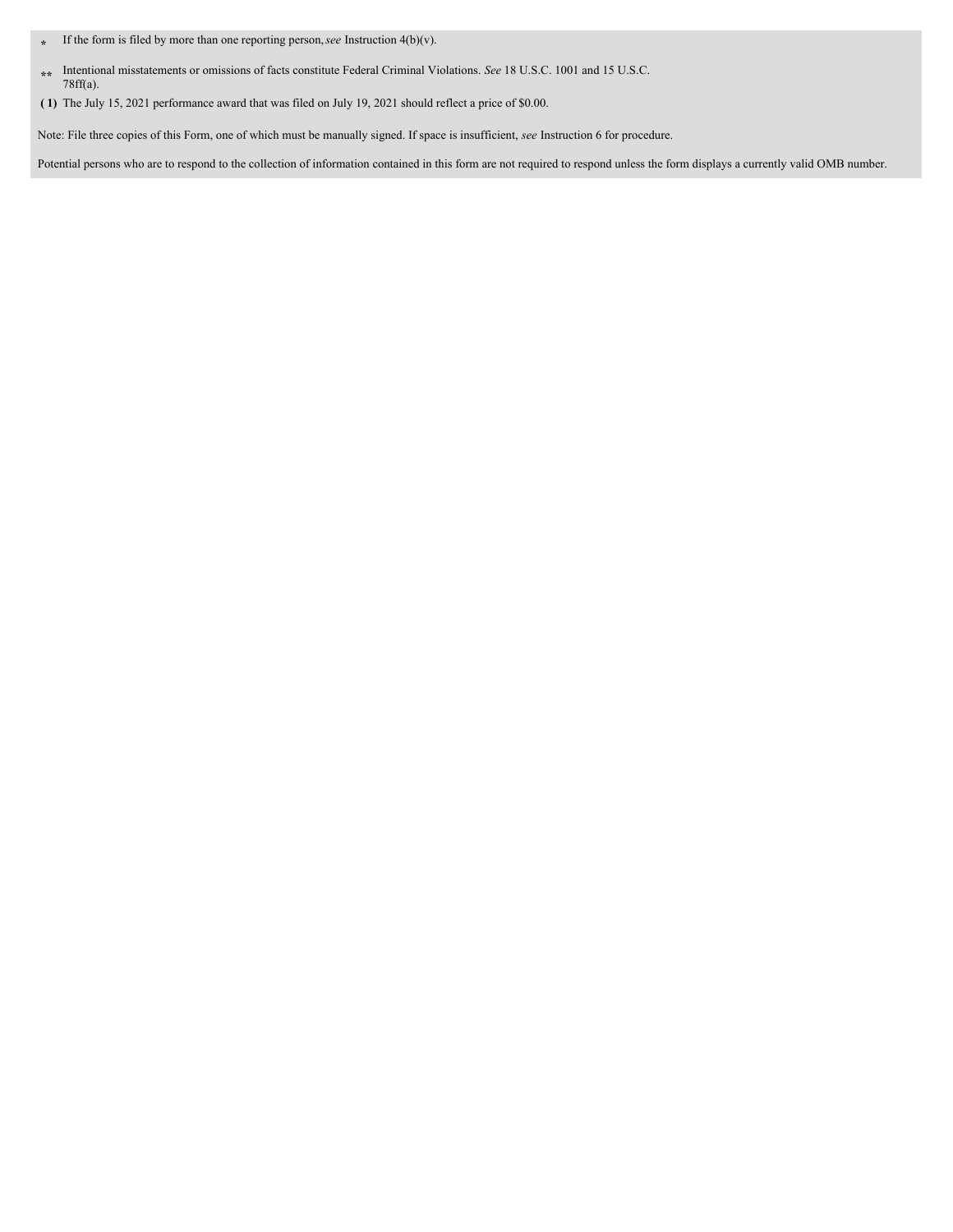\* If the form is filed by more than one reporting person, *see* Instruction 4(b)(v).

\*\* Intentional misstatements or omissions of facts constitute Federal Criminal Violations. *See* 18 U.S.C. 1001 and 15 U.S.C. 78ff(a).

**( 1)** The July 15, 2021 performance award that was filed on July 19, 2021 should reflect a price of $0.00.

Note: File three copies of this Form, one of which must be manually signed. If space is insufficient, *see* Instruction 6 for procedure.

Potential persons who are to respond to the collection of information contained in this form are not required to respond unless the form displays a currently valid OMB number.